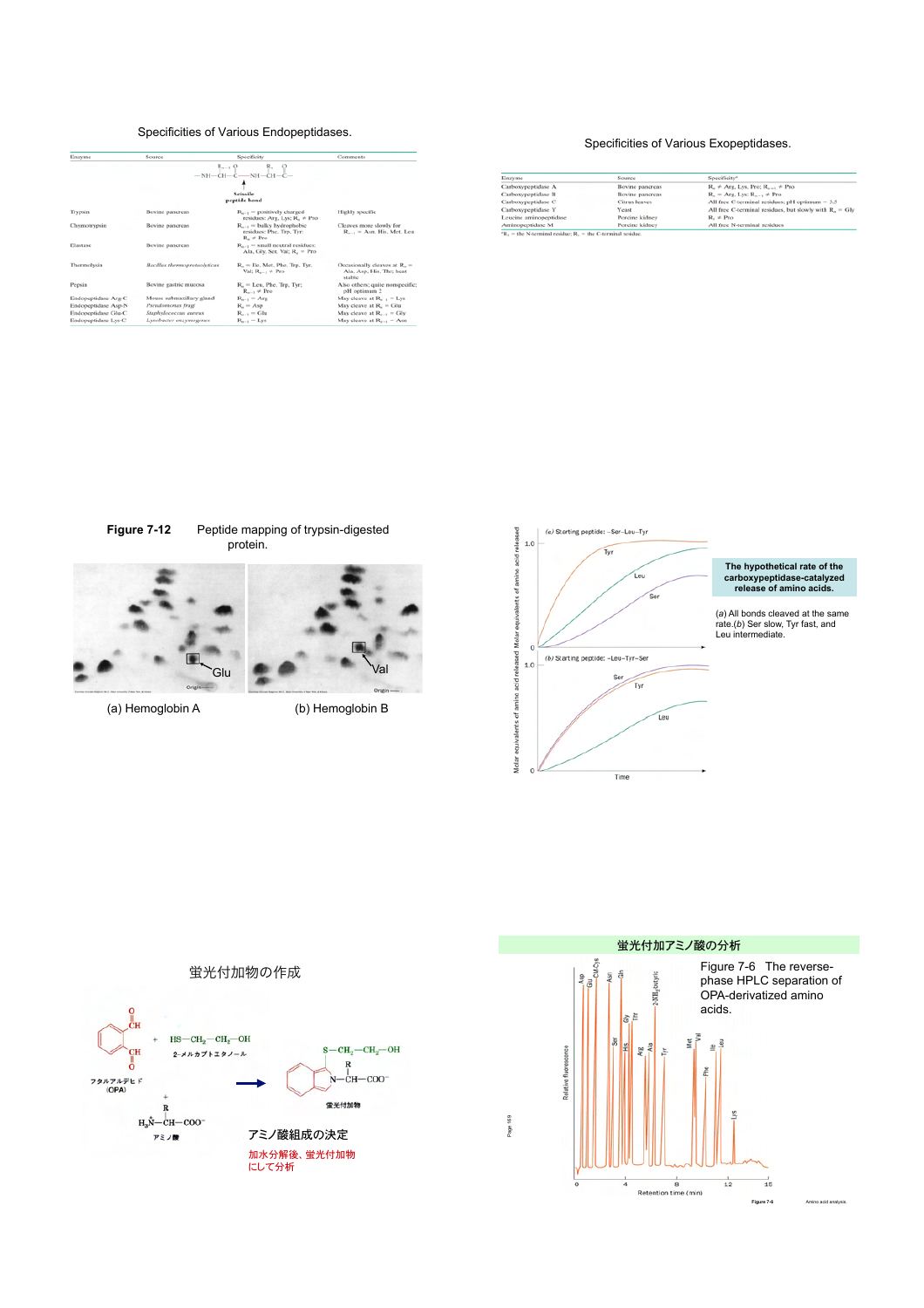## Specificities of Various Endopeptidases.

| Enzyme | Source | Specificity | Comments |
|---|---|---|---|
| | | $R_{n-1}$ O $R_n$ O — NH—CH—C—NH—CH—C— (Scissile peptide bond) | |
| Trypsin | Bovine pancreas | $R_{n-1}$ = positively charged residues: Arg, Lys; $R_n$ ≠ Pro | Highly specific |
| Chymotrypsin | Bovine pancreas | $R_{n-1}$ = bulky hydrophobic residues: Phe, Trp, Tyr; $R_n$ ≠ Pro | Cleaves more slowly for $R_{n-1}$ = Asn, His, Met, Leu |
| Elastase | Bovine pancreas | $R_{n-1}$ = small neutral residues: Ala, Gly, Ser, Val; $R_n$ ≠ Pro | |
| Thermolysin | *Bacillus thermoproteolyticus* | $R_n$ = Ile, Met, Phe, Trp, Tyr, Val; $R_{n-1}$ ≠ Pro | Occasionally cleaves at $R_n$ = Ala, Asp, His, Thr; heat stable |
| Pepsin | Bovine gastric mucosa | $R_n$ = Leu, Phe, Trp, Tyr; $R_{n-1}$ ≠ Pro | Also others; quite nonspecific; pH optimum 2 |
| Endopeptidase Arg-C | Mouse submaxillary gland | $R_{n-1}$ = Arg | May cleave at $R_{n-1}$ = Lys |
| Endopeptidase Asp-N | *Pseudomonas fragi* | $R_n$ = Asp | May cleave at $R_n$ = Glu |
| Endopeptidase Glu-C | *Staphylococcus aureus* | $R_{n-1}$ = Glu | May cleave at $R_{n-1}$ = Gly |
| Endopeptidase Lys-C | *Lysobacter enzymogenes* | $R_{n-1}$ = Lys | May cleave at $R_{n-1}$ = Asn |

## Specificities of Various Exopeptidases.

| Enzyme | Source | Specificity* |
|---|---|---|
| Carboxypeptidase A | Bovine pancreas | $R_n$ ≠ Arg, Lys, Pro; $R_{n-1}$ ≠ Pro |
| Carboxypeptidase B | Bovine pancreas | $R_n$ = Arg, Lys; $R_{n-1}$ ≠ Pro |
| Carboxypeptidase C | Citrus leaves | All free C-terminal residues; pH optimum = 3.5 |
| Carboxypeptidase Y | Yeast | All free C-terminal residues, but slowly with $R_n$ = Gly |
| Leucine aminopeptidase | Porcine kidney | $R_1$ ≠ Pro |
| Aminopeptidase M | Porcine kidney | All free N-terminal residues |

*$R_1$ = the N-terminal residue; $R_n$ = the C-terminal residue.

**Figure 7-12** Peptide mapping of trypsin-digested protein.

(a) Hemoglobin A (Glu) (b) Hemoglobin B (Val)

(a) Starting peptide: –Ser–Leu–Tyr

(b) Starting peptide: –Leu–Tyr–Ser

Molar equivalents of amino acid released vs. Time

**The hypothetical rate of the carboxypeptidase-catalyzed release of amino acids.**

(*a*) All bonds cleaved at the same rate.(*b*) Ser slow, Tyr fast, and Leu intermediate.

## 蛍光付加物の作成

フタルアルデヒド (OPA) + $HS-CH_2-CH_2-OH$ 2-メルカプトエタノール + $H_3\overset{+}{N}-CH(R)-COO^-$ アミノ酸 → 蛍光付加物

アミノ酸組成の決定

加水分解後、蛍光付加物にして分析

## 蛍光付加アミノ酸の分析

Figure 7-6 The reverse-phase HPLC separation of OPA-derivatized amino acids.

Relative fluorescence vs. Retention time (min): Asp, Glu, CM-Cys, Asn, Gln, Ser, His, Gly, Thr, Arg, Ala, Tyr, 2-NH₂-octyric, Met, Val, Phe, Ile, Leu, Lys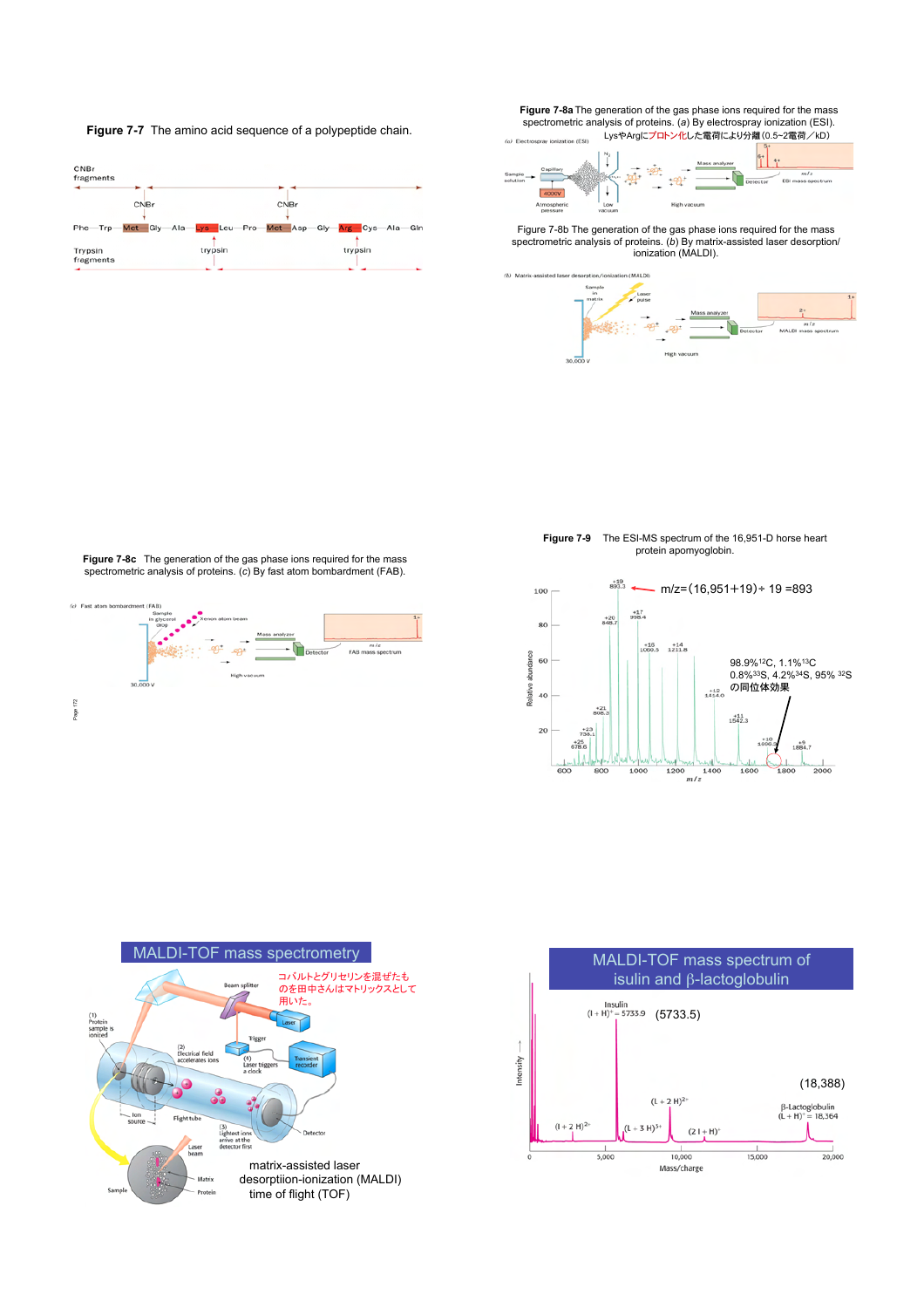**Figure 7-7** The amino acid sequence of a polypeptide chain.

CNBr fragments

CNBr　CNBr

Phe—Trp—Met—Gly—Ala—Lys—Leu—Pro—Met—Asp—Gly—Arg—Cys—Ala—Gln

Trypsin fragments　trypsin　trypsin

**Figure 7-8a** The generation of the gas phase ions required for the mass spectrometric analysis of proteins. (*a*) By electrospray ionization (ESI).

LysやArgにプロトン化した電荷により分離(0.5~2電荷／kD)

**Figure 7-8b** The generation of the gas phase ions required for the mass spectrometric analysis of proteins. (*b*) By matrix-assisted laser desorption/ ionization (MALDI).

**Figure 7-8c** The generation of the gas phase ions required for the mass spectrometric analysis of proteins. (*c*) By fast atom bombardment (FAB).

**Figure 7-9** The ESI-MS spectrum of the 16,951-D horse heart protein apomyoglobin.

m/z=(16,951+19)÷ 19 =893

98.9% $^{12}$C, 1.1% $^{13}$C
0.8% $^{33}$S, 4.2% $^{34}$S, 95% $^{32}$S
の同位体効果

## MALDI-TOF mass spectrometry

コバルトとグリセリンを混ぜたものを田中さんはマトリックスとして用いた。

matrix-assisted laser desorptiion-ionization (MALDI)
time of flight (TOF)

## MALDI-TOF mass spectrum of isulin and β-lactoglobulin

Insulin $(I + H)^+ = 5733.9$ (5733.5)

β-Lactoglobulin $(L + H)^+ = 18,364$ (18,388)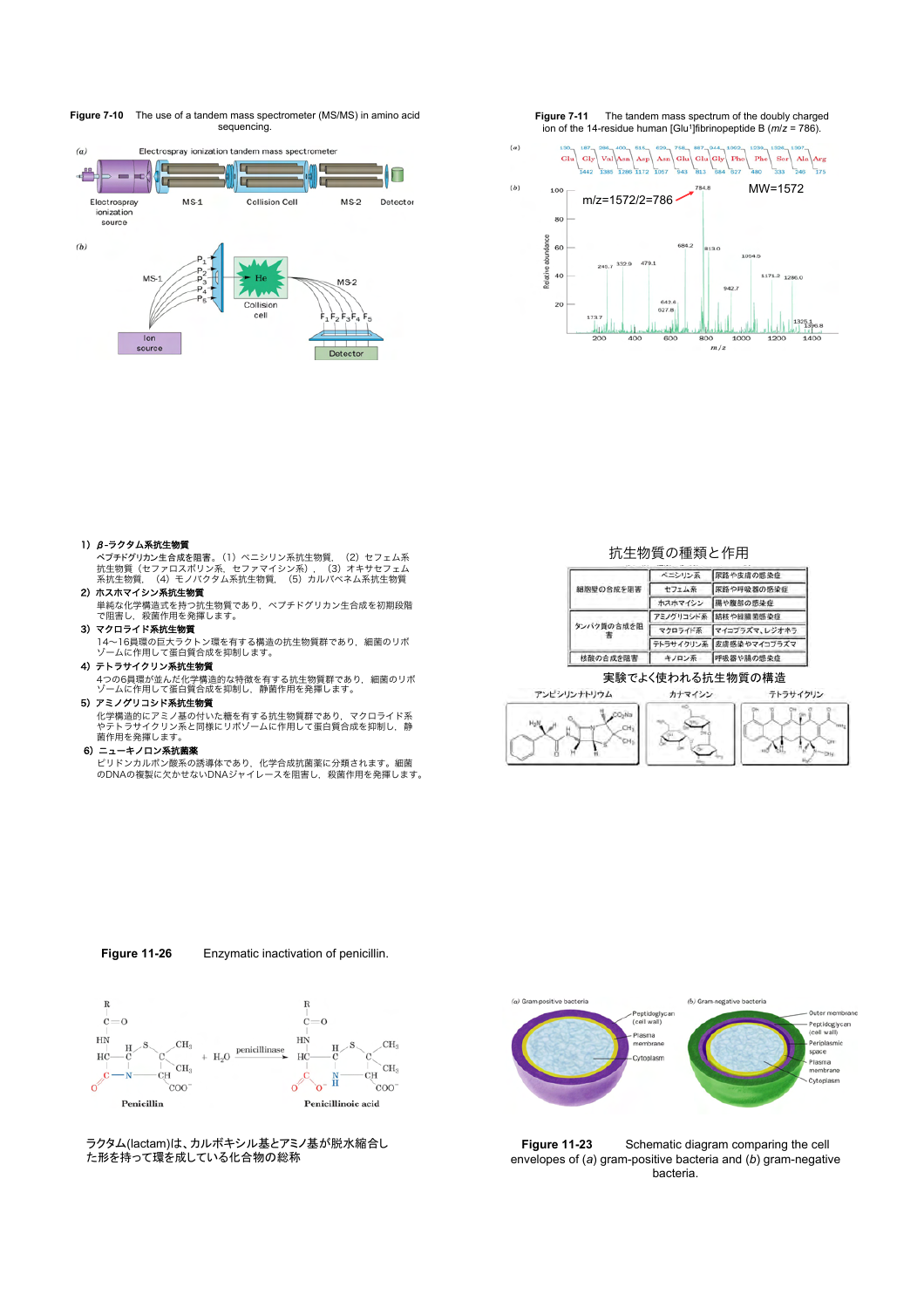**Figure 7-10** The use of a tandem mass spectrometer (MS/MS) in amino acid sequencing.

**Figure 7-11** The tandem mass spectrum of the doubly charged ion of the 14-residue human [Glu[1]]fibrinopeptide B ($m/z$ = 786).

m/z=1572/2=786

MW=1572

1) **β-ラクタム系抗生物質**
ペプチドグリカン生合成を阻害。（1）ペニシリン系抗生物質，（2）セフェム系抗生物質（セファロスポリン系，セファマイシン系），（3）オキサセフェム系抗生物質，（4）モノバクタム系抗生物質，（5）カルバペネム系抗生物質

2) **ホスホマイシン系抗生物質**
単純な化学構造式を持つ抗生物質であり，ペプチドグリカン生合成を初期段階で阻害し，殺菌作用を発揮します。

3) **マクロライド系抗生物質**
14〜16員環の巨大ラクトン環を有する構造の抗生物質群であり，細菌のリボゾームに作用して蛋白質合成を抑制します。

4) **テトラサイクリン系抗生物質**
4つの6員環が並んだ化学構造的な特徴を有する抗生物質群であり，細菌のリボゾームに作用して蛋白質合成を抑制し，静菌作用を発揮します。

5) **アミノグリコシド系抗生物質**
化学構造的にアミノ基の付いた糖を有する抗生物質群であり，マクロライド系やテトラサイクリン系と同様にリボゾームに作用して蛋白質合成を抑制し，静菌作用を発揮します。

6) **ニューキノロン系抗菌薬**
ピリドンカルボン酸系の誘導体であり，化学合成抗菌薬に分類されます。細菌のDNAの複製に欠かせないDNAジャイレースを阻害し，殺菌作用を発揮します。

## 抗生物質の種類と作用

| 作用 | 系統 | 主な対象 |
|---|---|---|
| 細胞壁の合成を阻害 | ペニシリン系 | 尿路や皮膚の感染症 |
| | セフェム系 | 尿路や呼吸器の感染症 |
| | ホスホマイシン | 腸や腹部の感染症 |
| タンパク質の合成を阻害 | アミノグリコシド系 | 結核や緑膿菌感染症 |
| | マクロライド系 | マイコプラズマ、レジオネラ |
| | テトラサイクリン系 | 皮膚感染やマイコプラズマ |
| 核酸の合成を阻害 | キノロン系 | 呼吸器や腸の感染症 |

## 実験でよく使われる抗生物質の構造

アンピシリンナトリウム　カナマイシン　テトラサイクリン

**Figure 11-26** Enzymatic inactivation of penicillin.

Penicillin + $H_2O$ —penicillinase→ Penicilloic acid

ラクタム(lactam)は、カルボキシル基とアミノ基が脱水縮合した形を持って環を成している化合物の総称

**Figure 11-23** Schematic diagram comparing the cell envelopes of (*a*) gram-positive bacteria and (*b*) gram-negative bacteria.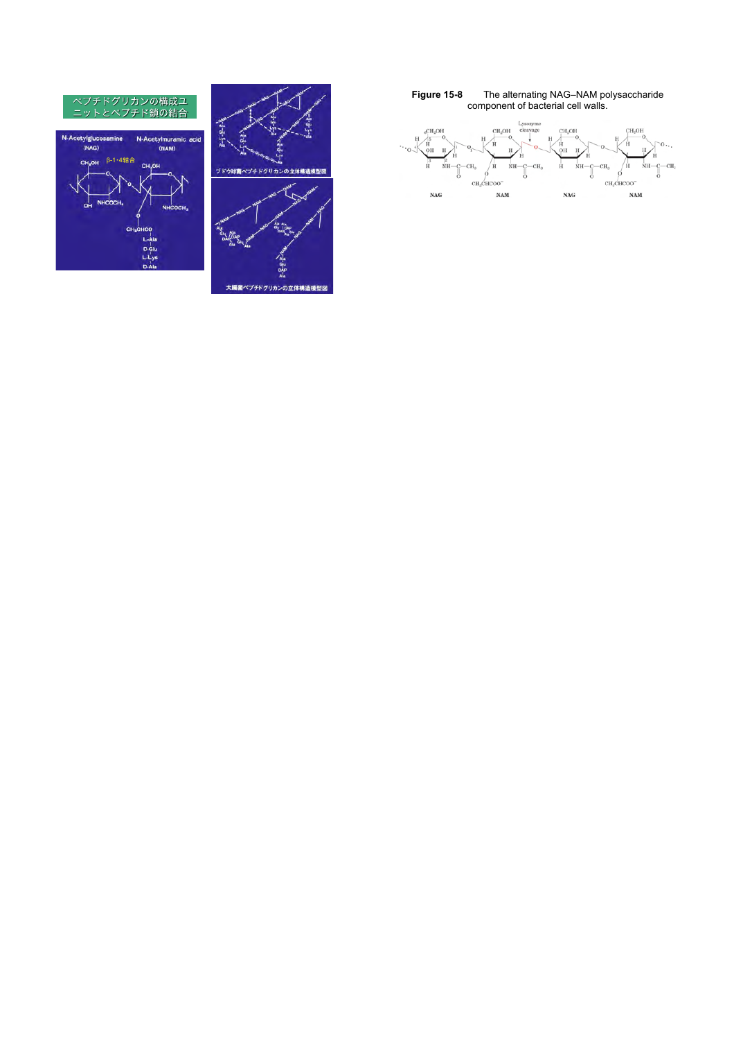ペプチドグリカンの構成ユニットとペプチド鎖の結合

N-Acetylglucosamine (NAG)

N-Acetylmuramic acid (NAM)

β-1·4結合

$CH_2OH$

$CH_2OH$

OH

$NHCOCH_3$

$NHCOCH_3$

$CH_3CHCO$

L-Ala

D-Glu

L-Lys

D-Ala

ブドウ球菌ペプチドグリカンの立体構造模型図

大腸菌ペプチドグリカンの立体構造模型図

**Figure 15-8** The alternating NAG–NAM polysaccharide component of bacterial cell walls.

Lysozyme cleavage

NAG

NAM

NAG

NAM